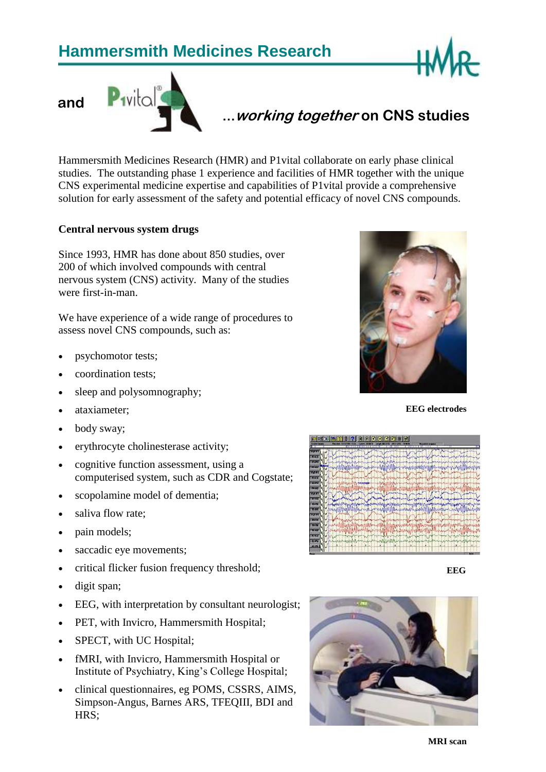# Hammersmith Medicines Research

and P1vital ...*working together* on CNS studies

Hammersmith Medicines Research (HMR) and P1vital collaborate on early phase clinical studies. The outstanding phase 1 experience and facilities of HMR together with the unique CNS experimental medicine expertise and capabilities of P1vital provide a comprehensive solution for early assessment of the safety and potential efficacy of novel CNS compounds.

**Central nervous system drugs**

Since 1993, HMR has done about 850 studies, over 200 of which involved compounds with central nervous system (CNS) activity. Many of the studies were first-in-man.

We have experience of a wide range of procedures to assess novel CNS compounds, such as:

- psychomotor tests;
- coordination tests;
- sleep and polysomnography;
- ataxiameter;
- body sway;
- erythrocyte cholinesterase activity;
- cognitive function assessment, using a computerised system, such as CDR and Cogstate;
- scopolamine model of dementia;
- saliva flow rate;
- pain models;
- saccadic eye movements;
- critical flicker fusion frequency threshold;
- digit span;
- EEG, with interpretation by consultant neurologist;
- PET, with Invicro, Hammersmith Hospital;
- SPECT, with UC Hospital;
- fMRI, with Invicro, Hammersmith Hospital or Institute of Psychiatry, King's College Hospital;
- clinical questionnaires, eg POMS, CSSRS, AIMS, Simpson-Angus, Barnes ARS, TFEQIII, BDI and HRS;

**EEG electrodes**

**EEG**

**MRI scan**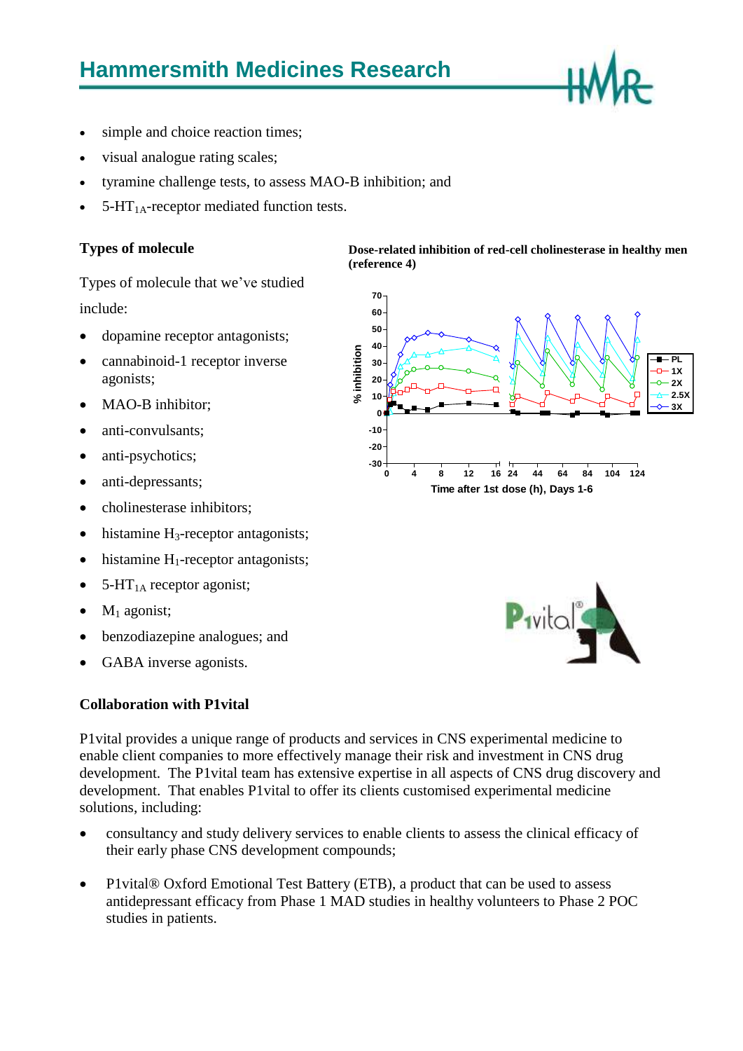- simple and choice reaction times;
- visual analogue rating scales;
- tyramine challenge tests, to assess MAO-B inhibition; and
- $5\text{-}HT_{1A}$-receptor mediated function tests.

### Types of molecule

Types of molecule that we've studied include:

- dopamine receptor antagonists;
- cannabinoid-1 receptor inverse agonists;
- MAO-B inhibitor;
- anti-convulsants;
- anti-psychotics;
- anti-depressants;
- cholinesterase inhibitors;
- histamine $H_3$-receptor antagonists;
- histamine $H_1$-receptor antagonists;
- $5\text{-}HT_{1A}$ receptor agonist;
- $M_1$ agonist;
- benzodiazepine analogues; and
- GABA inverse agonists.

**Dose-related inhibition of red-cell cholinesterase in healthy men (reference 4)**

### Collaboration with P1vital

P1vital provides a unique range of products and services in CNS experimental medicine to enable client companies to more effectively manage their risk and investment in CNS drug development. The P1vital team has extensive expertise in all aspects of CNS drug discovery and development. That enables P1vital to offer its clients customised experimental medicine solutions, including:

- consultancy and study delivery services to enable clients to assess the clinical efficacy of their early phase CNS development compounds;
- P1vital® Oxford Emotional Test Battery (ETB), a product that can be used to assess antidepressant efficacy from Phase 1 MAD studies in healthy volunteers to Phase 2 POC studies in patients.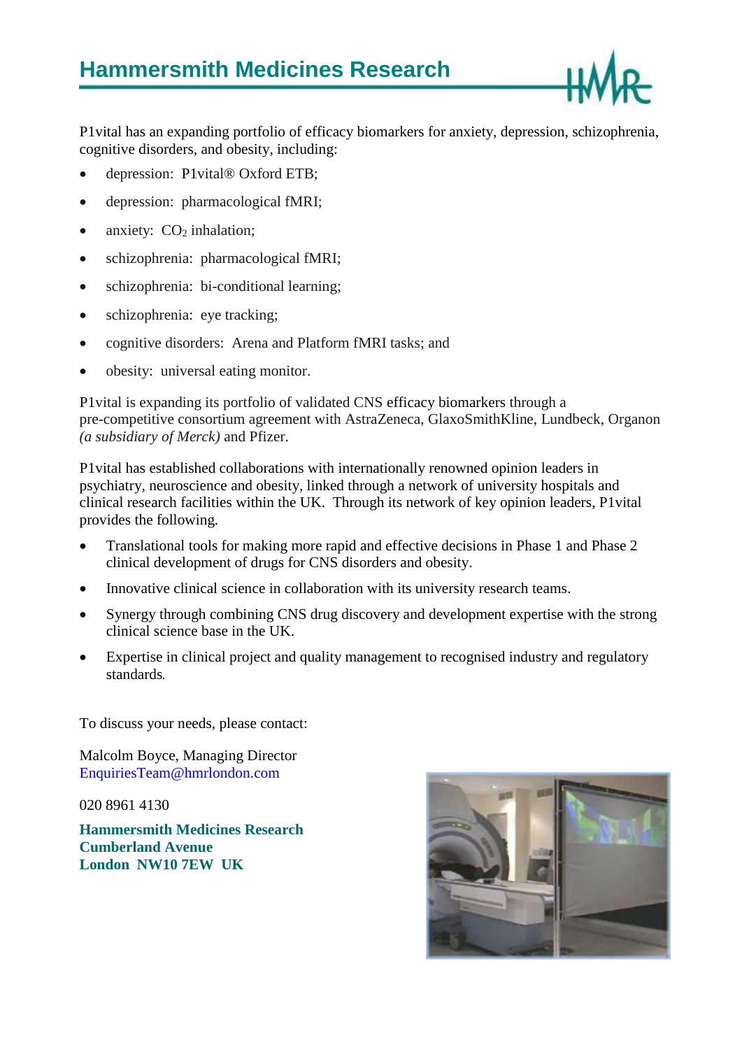# Hammersmith Medicines Research

P1vital has an expanding portfolio of efficacy biomarkers for anxiety, depression, schizophrenia, cognitive disorders, and obesity, including:

- depression: P1vital® Oxford ETB;
- depression: pharmacological fMRI;
- anxiety: $CO_2$ inhalation;
- schizophrenia: pharmacological fMRI;
- schizophrenia: bi-conditional learning;
- schizophrenia: eye tracking;
- cognitive disorders: Arena and Platform fMRI tasks; and
- obesity: universal eating monitor.

P1vital is expanding its portfolio of validated CNS efficacy biomarkers through a pre-competitive consortium agreement with AstraZeneca, GlaxoSmithKline, Lundbeck, Organon *(a subsidiary of Merck)* and Pfizer.

P1vital has established collaborations with internationally renowned opinion leaders in psychiatry, neuroscience and obesity, linked through a network of university hospitals and clinical research facilities within the UK. Through its network of key opinion leaders, P1vital provides the following.

- Translational tools for making more rapid and effective decisions in Phase 1 and Phase 2 clinical development of drugs for CNS disorders and obesity.
- Innovative clinical science in collaboration with its university research teams.
- Synergy through combining CNS drug discovery and development expertise with the strong clinical science base in the UK.
- Expertise in clinical project and quality management to recognised industry and regulatory standards.

To discuss your needs, please contact:

Malcolm Boyce, Managing Director
EnquiriesTeam@hmrlondon.com

020 8961 4130

**Hammersmith Medicines Research**
**Cumberland Avenue**
**London NW10 7EW UK**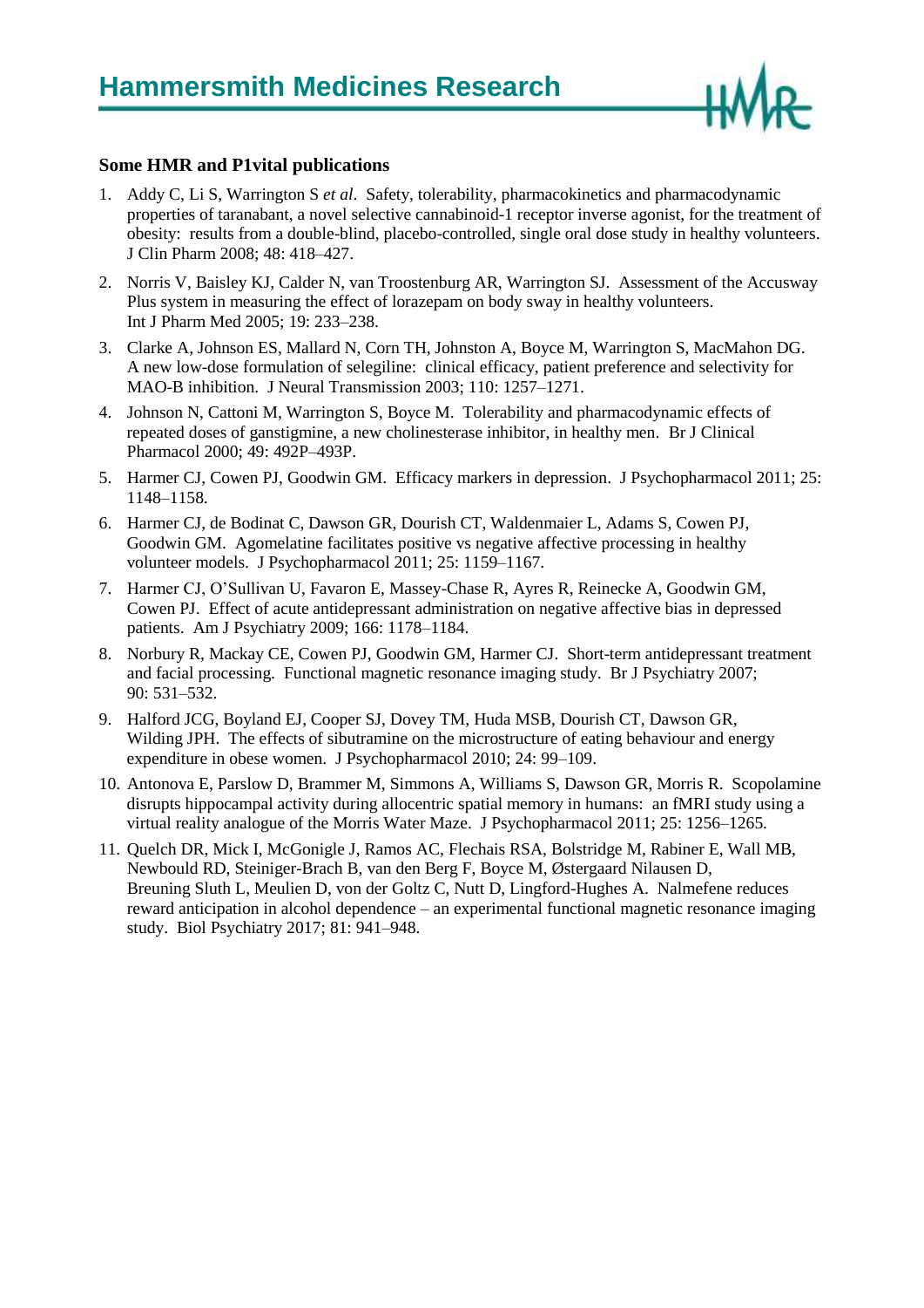**Some HMR and P1vital publications**

1. Addy C, Li S, Warrington S *et al*. Safety, tolerability, pharmacokinetics and pharmacodynamic properties of taranabant, a novel selective cannabinoid-1 receptor inverse agonist, for the treatment of obesity: results from a double-blind, placebo-controlled, single oral dose study in healthy volunteers. J Clin Pharm 2008; 48: 418–427.
2. Norris V, Baisley KJ, Calder N, van Troostenburg AR, Warrington SJ. Assessment of the Accusway Plus system in measuring the effect of lorazepam on body sway in healthy volunteers. Int J Pharm Med 2005; 19: 233–238.
3. Clarke A, Johnson ES, Mallard N, Corn TH, Johnston A, Boyce M, Warrington S, MacMahon DG. A new low-dose formulation of selegiline: clinical efficacy, patient preference and selectivity for MAO-B inhibition. J Neural Transmission 2003; 110: 1257–1271.
4. Johnson N, Cattoni M, Warrington S, Boyce M. Tolerability and pharmacodynamic effects of repeated doses of ganstigmine, a new cholinesterase inhibitor, in healthy men. Br J Clinical Pharmacol 2000; 49: 492P–493P.
5. Harmer CJ, Cowen PJ, Goodwin GM. Efficacy markers in depression. J Psychopharmacol 2011; 25: 1148–1158.
6. Harmer CJ, de Bodinat C, Dawson GR, Dourish CT, Waldenmaier L, Adams S, Cowen PJ, Goodwin GM. Agomelatine facilitates positive vs negative affective processing in healthy volunteer models. J Psychopharmacol 2011; 25: 1159–1167.
7. Harmer CJ, O'Sullivan U, Favaron E, Massey-Chase R, Ayres R, Reinecke A, Goodwin GM, Cowen PJ. Effect of acute antidepressant administration on negative affective bias in depressed patients. Am J Psychiatry 2009; 166: 1178–1184.
8. Norbury R, Mackay CE, Cowen PJ, Goodwin GM, Harmer CJ. Short-term antidepressant treatment and facial processing. Functional magnetic resonance imaging study. Br J Psychiatry 2007; 90: 531–532.
9. Halford JCG, Boyland EJ, Cooper SJ, Dovey TM, Huda MSB, Dourish CT, Dawson GR, Wilding JPH. The effects of sibutramine on the microstructure of eating behaviour and energy expenditure in obese women. J Psychopharmacol 2010; 24: 99–109.
10. Antonova E, Parslow D, Brammer M, Simmons A, Williams S, Dawson GR, Morris R. Scopolamine disrupts hippocampal activity during allocentric spatial memory in humans: an fMRI study using a virtual reality analogue of the Morris Water Maze. J Psychopharmacol 2011; 25: 1256–1265.
11. Quelch DR, Mick I, McGonigle J, Ramos AC, Flechais RSA, Bolstridge M, Rabiner E, Wall MB, Newbould RD, Steiniger-Brach B, van den Berg F, Boyce M, Østergaard Nilausen D, Breuning Sluth L, Meulien D, von der Goltz C, Nutt D, Lingford-Hughes A. Nalmefene reduces reward anticipation in alcohol dependence – an experimental functional magnetic resonance imaging study. Biol Psychiatry 2017; 81: 941–948.